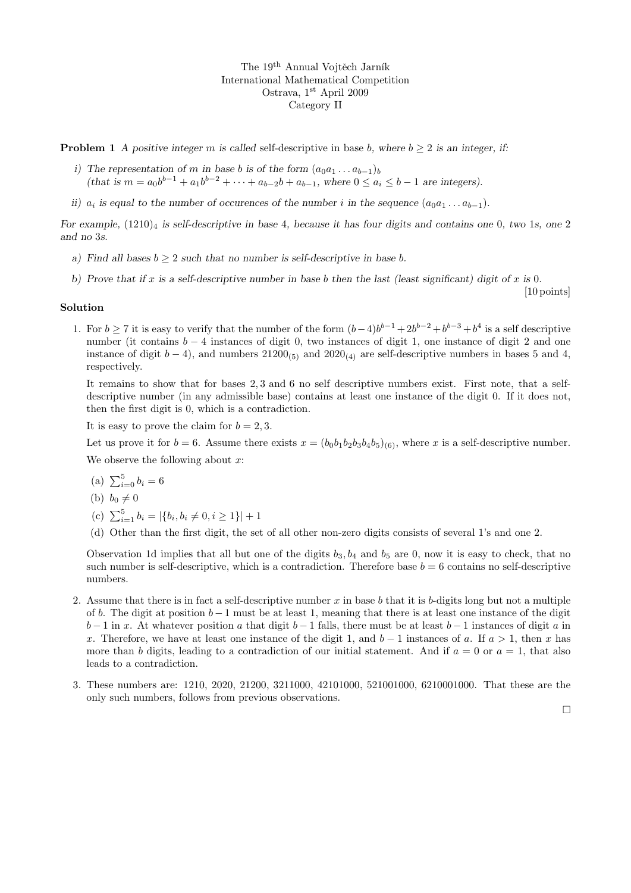The 19[th] Annual Vojtěch Jarník
International Mathematical Competition
Ostrava, 1[st] April 2009
Category II

**Problem 1** *A positive integer $m$ is called* self-descriptive *in base $b$, where $b \geq 2$ is an integer, if:*

*i) The representation of $m$ in base $b$ is of the form $(a_0 a_1 \dots a_{b-1})_b$*
*(that is $m = a_0 b^{b-1} + a_1 b^{b-2} + \dots + a_{b-2} b + a_{b-1}$, where $0 \leq a_i \leq b-1$ are integers).*

*ii) $a_i$ is equal to the number of occurences of the number $i$ in the sequence $(a_0 a_1 \dots a_{b-1})$.*

*For example, $(1210)_4$ is self-descriptive in base 4, because it has four digits and contains one 0, two 1s, one 2 and no 3s.*

*a) Find all bases $b \geq 2$ such that no number is self-descriptive in base $b$.*

*b) Prove that if $x$ is a self-descriptive number in base $b$ then the last (least significant) digit of $x$ is 0.*

[10 points]

**Solution**

1. For $b \geq 7$ it is easy to verify that the number of the form $(b-4)b^{b-1} + 2b^{b-2} + b^{b-3} + b^4$ is a self descriptive number (it contains $b-4$ instances of digit 0, two instances of digit 1, one instance of digit 2 and one instance of digit $b-4$), and numbers $21200_{(5)}$ and $2020_{(4)}$ are self-descriptive numbers in bases 5 and 4, respectively.

   It remains to show that for bases 2, 3 and 6 no self descriptive numbers exist. First note, that a self-descriptive number (in any admissible base) contains at least one instance of the digit 0. If it does not, then the first digit is 0, which is a contradiction.

   It is easy to prove the claim for $b = 2, 3$.

   Let us prove it for $b = 6$. Assume there exists $x = (b_0 b_1 b_2 b_3 b_4 b_5)_{(6)}$, where $x$ is a self-descriptive number.

   We observe the following about $x$:

   (a) $\sum_{i=0}^{5} b_i = 6$

   (b) $b_0 \neq 0$

   (c) $\sum_{i=1}^{5} b_i = |\{b_i, b_i \neq 0, i \geq 1\}| + 1$

   (d) Other than the first digit, the set of all other non-zero digits consists of several 1's and one 2.

   Observation 1d implies that all but one of the digits $b_3, b_4$ and $b_5$ are 0, now it is easy to check, that no such number is self-descriptive, which is a contradiction. Therefore base $b = 6$ contains no self-descriptive numbers.

2. Assume that there is in fact a self-descriptive number $x$ in base $b$ that it is $b$-digits long but not a multiple of $b$. The digit at position $b-1$ must be at least 1, meaning that there is at least one instance of the digit $b-1$ in $x$. At whatever position $a$ that digit $b-1$ falls, there must be at least $b-1$ instances of digit $a$ in $x$. Therefore, we have at least one instance of the digit 1, and $b-1$ instances of $a$. If $a > 1$, then $x$ has more than $b$ digits, leading to a contradiction of our initial statement. And if $a = 0$ or $a = 1$, that also leads to a contradiction.

3. These numbers are: 1210, 2020, 21200, 3211000, 42101000, 521001000, 6210001000. That these are the only such numbers, follows from previous observations.

□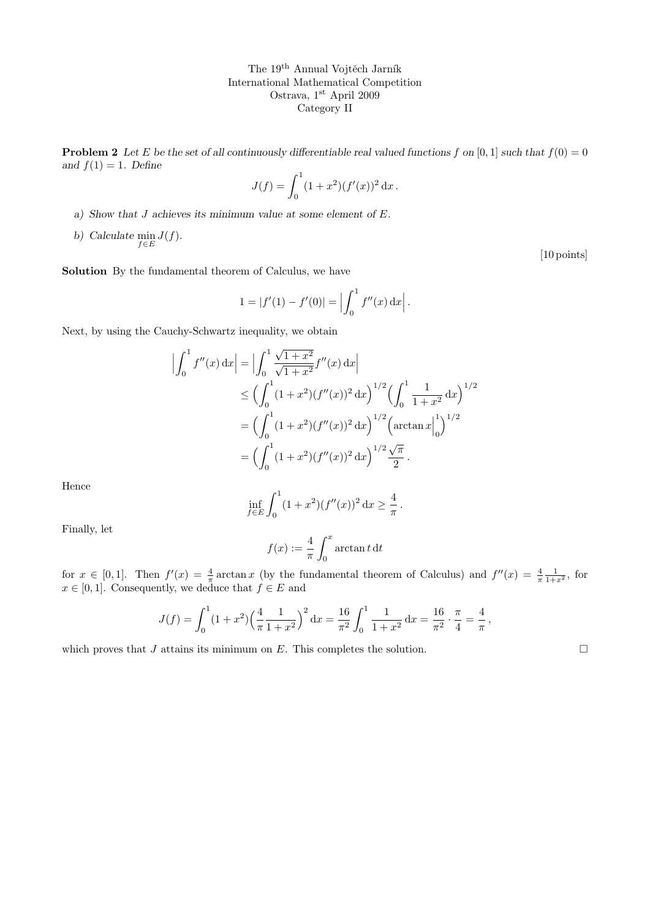The 19[th] Annual Vojtěch Jarník
International Mathematical Competition
Ostrava, 1[st] April 2009
Category II

**Problem 2** *Let $E$ be the set of all continuously differentiable real valued functions $f$ on $[0,1]$ such that $f(0) = 0$ and $f(1) = 1$. Define*

$$J(f) = \int_0^1 (1+x^2)(f'(x))^2 \,\mathrm{d}x\,.$$

*a) Show that $J$ achieves its minimum value at some element of $E$.*

*b) Calculate $\min\limits_{f\in E} J(f)$.*

[10 points]

**Solution** By the fundamental theorem of Calculus, we have

$$1 = |f'(1) - f'(0)| = \Big|\int_0^1 f''(x)\,\mathrm{d}x\Big|\,.$$

Next, by using the Cauchy-Schwartz inequality, we obtain

$$\begin{aligned}
\Big|\int_0^1 f''(x)\,\mathrm{d}x\Big| &= \Big|\int_0^1 \frac{\sqrt{1+x^2}}{\sqrt{1+x^2}} f''(x)\,\mathrm{d}x\Big| \\
&\le \Big(\int_0^1 (1+x^2)(f''(x))^2\,\mathrm{d}x\Big)^{1/2}\Big(\int_0^1 \frac{1}{1+x^2}\,\mathrm{d}x\Big)^{1/2} \\
&= \Big(\int_0^1 (1+x^2)(f''(x))^2\,\mathrm{d}x\Big)^{1/2}\Big(\arctan x\Big|_0^1\Big)^{1/2} \\
&= \Big(\int_0^1 (1+x^2)(f''(x))^2\,\mathrm{d}x\Big)^{1/2}\frac{\sqrt{\pi}}{2}\,.
\end{aligned}$$

Hence

$$\inf_{f\in E}\int_0^1 (1+x^2)(f''(x))^2\,\mathrm{d}x \ge \frac{4}{\pi}\,.$$

Finally, let

$$f(x) := \frac{4}{\pi}\int_0^x \arctan t\,\mathrm{d}t$$

for $x \in [0,1]$. Then $f'(x) = \frac{4}{\pi}\arctan x$ (by the fundamental theorem of Calculus) and $f''(x) = \frac{4}{\pi}\frac{1}{1+x^2}$, for $x \in [0,1]$. Consequently, we deduce that $f \in E$ and

$$J(f) = \int_0^1 (1+x^2)\Big(\frac{4}{\pi}\frac{1}{1+x^2}\Big)^2\,\mathrm{d}x = \frac{16}{\pi^2}\int_0^1 \frac{1}{1+x^2}\,\mathrm{d}x = \frac{16}{\pi^2}\cdot\frac{\pi}{4} = \frac{4}{\pi}\,,$$

which proves that $J$ attains its minimum on $E$. This completes the solution. $\square$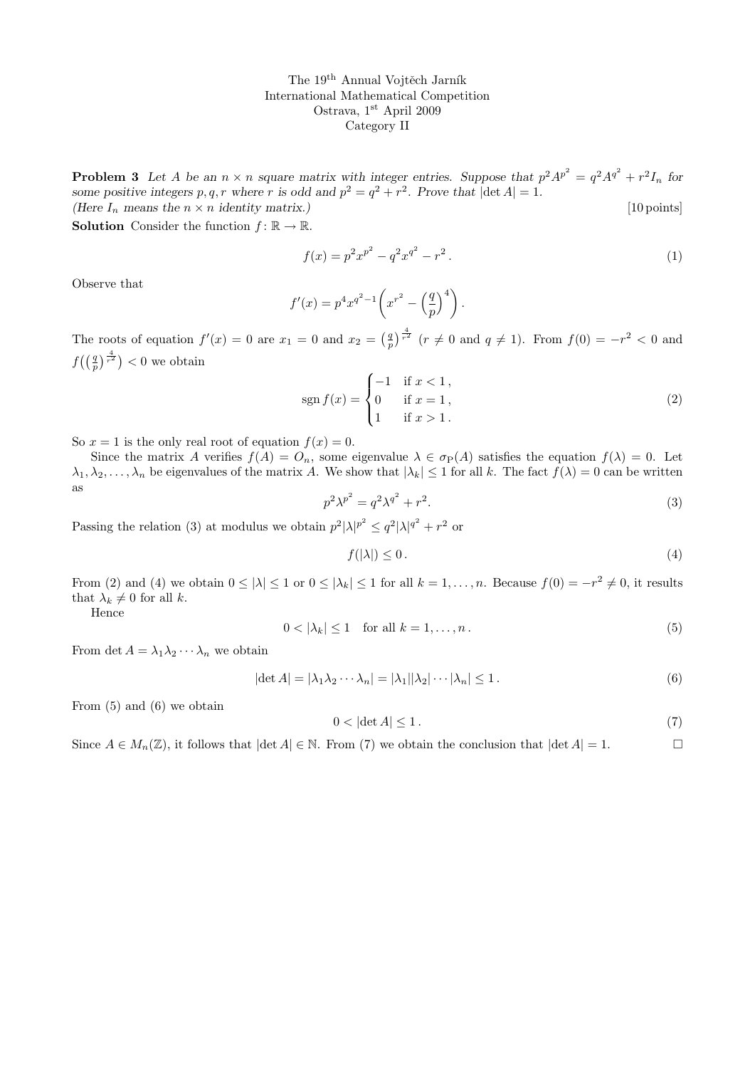The 19[th] Annual Vojtěch Jarník
International Mathematical Competition
Ostrava, 1[st] April 2009
Category II

**Problem 3** *Let $A$ be an $n \times n$ square matrix with integer entries. Suppose that $p^2 A^{p^2} = q^2 A^{q^2} + r^2 I_n$ for some positive integers $p, q, r$ where $r$ is odd and $p^2 = q^2 + r^2$. Prove that $|\det A| = 1$.*
*(Here $I_n$ means the $n \times n$ identity matrix.)* [10 points]

**Solution** Consider the function $f \colon \mathbb{R} \to \mathbb{R}$.

$$f(x) = p^2 x^{p^2} - q^2 x^{q^2} - r^2 . \tag{1}$$

Observe that

$$f'(x) = p^4 x^{q^2-1} \left( x^{r^2} - \left(\frac{q}{p}\right)^4 \right) .$$

The roots of equation $f'(x) = 0$ are $x_1 = 0$ and $x_2 = \left(\frac{q}{p}\right)^{\frac{4}{r^2}}$ ($r \neq 0$ and $q \neq 1$). From $f(0) = -r^2 < 0$ and $f\left(\left(\frac{q}{p}\right)^{\frac{4}{r^2}}\right) < 0$ we obtain

$$\operatorname{sgn} f(x) = \begin{cases} -1 & \text{if } x < 1 , \\ 0 & \text{if } x = 1 , \\ 1 & \text{if } x > 1 . \end{cases} \tag{2}$$

So $x = 1$ is the only real root of equation $f(x) = 0$.

Since the matrix $A$ verifies $f(A) = O_n$, some eigenvalue $\lambda \in \sigma_{\mathrm{P}}(A)$ satisfies the equation $f(\lambda) = 0$. Let $\lambda_1, \lambda_2, \ldots, \lambda_n$ be eigenvalues of the matrix $A$. We show that $|\lambda_k| \leq 1$ for all $k$. The fact $f(\lambda) = 0$ can be written as

$$p^2 \lambda^{p^2} = q^2 \lambda^{q^2} + r^2. \tag{3}$$

Passing the relation (3) at modulus we obtain $p^2 |\lambda|^{p^2} \leq q^2 |\lambda|^{q^2} + r^2$ or

$$f(|\lambda|) \leq 0 . \tag{4}$$

From (2) and (4) we obtain $0 \leq |\lambda| \leq 1$ or $0 \leq |\lambda_k| \leq 1$ for all $k = 1, \ldots, n$. Because $f(0) = -r^2 \neq 0$, it results that $\lambda_k \neq 0$ for all $k$.

Hence

$$0 < |\lambda_k| \leq 1 \quad \text{for all } k = 1, \ldots, n . \tag{5}$$

From $\det A = \lambda_1 \lambda_2 \cdots \lambda_n$ we obtain

$$|\det A| = |\lambda_1 \lambda_2 \cdots \lambda_n| = |\lambda_1||\lambda_2| \cdots |\lambda_n| \leq 1 . \tag{6}$$

From (5) and (6) we obtain

$$0 < |\det A| \leq 1 . \tag{7}$$

Since $A \in M_n(\mathbb{Z})$, it follows that $|\det A| \in \mathbb{N}$. From (7) we obtain the conclusion that $|\det A| = 1$. $\square$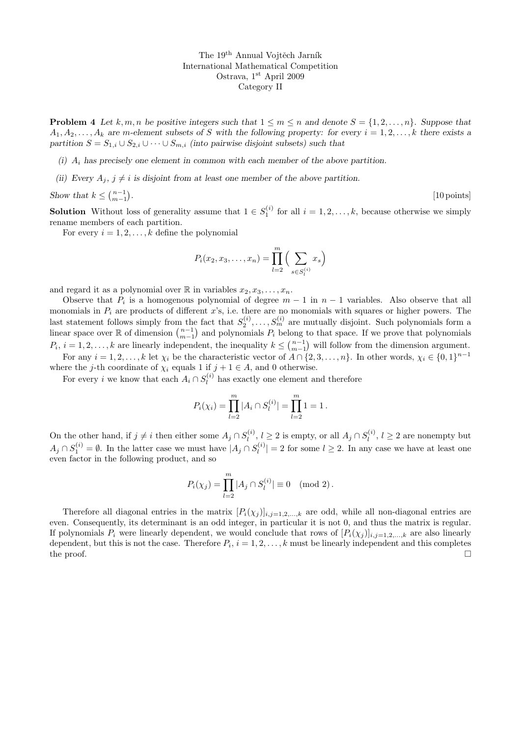The 19th Annual Vojtěch Jarník
International Mathematical Competition
Ostrava, 1st April 2009
Category II

**Problem 4** *Let $k, m, n$ be positive integers such that $1 \le m \le n$ and denote $S = \{1, 2, \dots, n\}$. Suppose that $A_1, A_2, \dots, A_k$ are $m$-element subsets of $S$ with the following property: for every $i = 1, 2, \dots, k$ there exists a partition $S = S_{1,i} \cup S_{2,i} \cup \dots \cup S_{m,i}$ (into pairwise disjoint subsets) such that*

*(i) $A_i$ has precisely one element in common with each member of the above partition.*

*(ii) Every $A_j$, $j \ne i$ is disjoint from at least one member of the above partition.*

*Show that $k \le \binom{n-1}{m-1}$.* [10 points]

**Solution** Without loss of generality assume that $1 \in S_1^{(i)}$ for all $i = 1, 2, \dots, k$, because otherwise we simply rename members of each partition.

For every $i = 1, 2, \dots, k$ define the polynomial

$$P_i(x_2, x_3, \dots, x_n) = \prod_{l=2}^{m} \Big( \sum_{s \in S_l^{(i)}} x_s \Big)$$

and regard it as a polynomial over $\mathbb{R}$ in variables $x_2, x_3, \dots, x_n$.

Observe that $P_i$ is a homogenous polynomial of degree $m-1$ in $n-1$ variables. Also observe that all monomials in $P_i$ are products of different $x$'s, i.e. there are no monomials with squares or higher powers. The last statement follows simply from the fact that $S_2^{(i)}, \dots, S_m^{(i)}$ are mutually disjoint. Such polynomials form a linear space over $\mathbb{R}$ of dimension $\binom{n-1}{m-1}$ and polynomials $P_i$ belong to that space. If we prove that polynomials $P_i$, $i = 1, 2, \dots, k$ are linearly independent, the inequality $k \le \binom{n-1}{m-1}$ will follow from the dimension argument.

For any $i = 1, 2, \dots, k$ let $\chi_i$ be the characteristic vector of $A \cap \{2, 3, \dots, n\}$. In other words, $\chi_i \in \{0, 1\}^{n-1}$ where the $j$-th coordinate of $\chi_i$ equals 1 if $j + 1 \in A$, and 0 otherwise.

For every $i$ we know that each $A_i \cap S_l^{(i)}$ has exactly one element and therefore

$$P_i(\chi_i) = \prod_{l=2}^{m} |A_i \cap S_l^{(i)}| = \prod_{l=2}^{m} 1 = 1\,.$$

On the other hand, if $j \ne i$ then either some $A_j \cap S_l^{(i)}$, $l \ge 2$ is empty, or all $A_j \cap S_l^{(i)}$, $l \ge 2$ are nonempty but $A_j \cap S_1^{(i)} = \emptyset$. In the latter case we must have $|A_j \cap S_l^{(i)}| = 2$ for some $l \ge 2$. In any case we have at least one even factor in the following product, and so

$$P_i(\chi_j) = \prod_{l=2}^{m} |A_j \cap S_l^{(i)}| \equiv 0 \pmod 2\,.$$

Therefore all diagonal entries in the matrix $[P_i(\chi_j)]_{i,j=1,2,\dots,k}$ are odd, while all non-diagonal entries are even. Consequently, its determinant is an odd integer, in particular it is not 0, and thus the matrix is regular. If polynomials $P_i$ were linearly dependent, we would conclude that rows of $[P_i(\chi_j)]_{i,j=1,2,\dots,k}$ are also linearly dependent, but this is not the case. Therefore $P_i$, $i = 1, 2, \dots, k$ must be linearly independent and this completes the proof. □